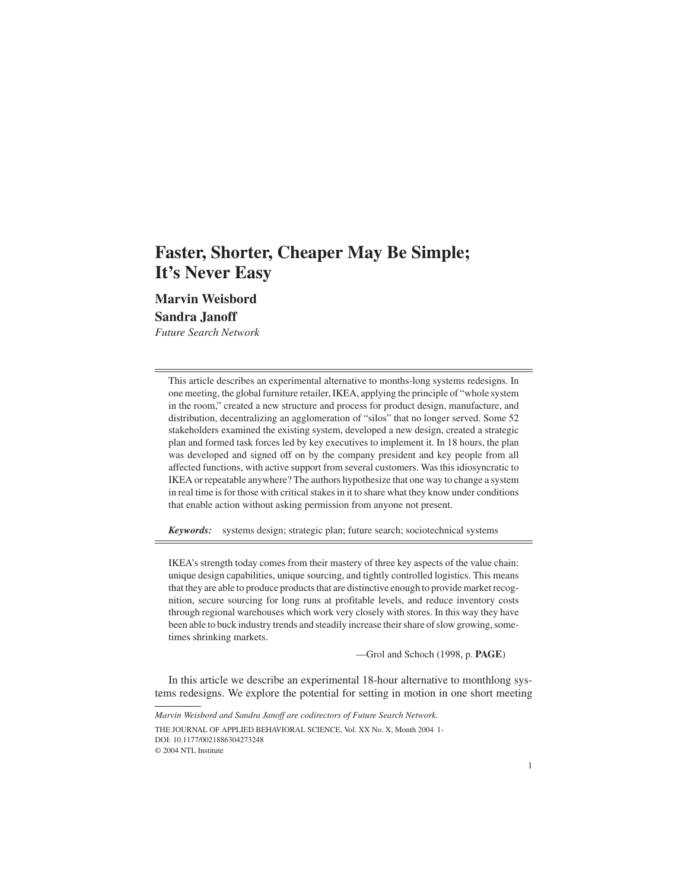# Faster, Shorter, Cheaper May Be Simple; It's Never Easy

**Marvin Weisbord**
**Sandra Janoff**
*Future Search Network*

This article describes an experimental alternative to months-long systems redesigns. In one meeting, the global furniture retailer, IKEA, applying the principle of "whole system in the room," created a new structure and process for product design, manufacture, and distribution, decentralizing an agglomeration of "silos" that no longer served. Some 52 stakeholders examined the existing system, developed a new design, created a strategic plan and formed task forces led by key executives to implement it. In 18 hours, the plan was developed and signed off on by the company president and key people from all affected functions, with active support from several customers. Was this idiosyncratic to IKEA or repeatable anywhere? The authors hypothesize that one way to change a system in real time is for those with critical stakes in it to share what they know under conditions that enable action without asking permission from anyone not present.

***Keywords:*** systems design; strategic plan; future search; sociotechnical systems

> IKEA's strength today comes from their mastery of three key aspects of the value chain: unique design capabilities, unique sourcing, and tightly controlled logistics. This means that they are able to produce products that are distinctive enough to provide market recognition, secure sourcing for long runs at profitable levels, and reduce inventory costs through regional warehouses which work very closely with stores. In this way they have been able to buck industry trends and steadily increase their share of slow growing, sometimes shrinking markets.
>
> —Grol and Schoch (1998, p. **PAGE**)

In this article we describe an experimental 18-hour alternative to monthlong systems redesigns. We explore the potential for setting in motion in one short meeting

*Marvin Weisbord and Sandra Janoff are codirectors of Future Search Network.*

THE JOURNAL OF APPLIED BEHAVIORAL SCIENCE, Vol. XX No. X, Month 2004 1-
DOI: 10.1177/0021886304273248
© 2004 NTL Institute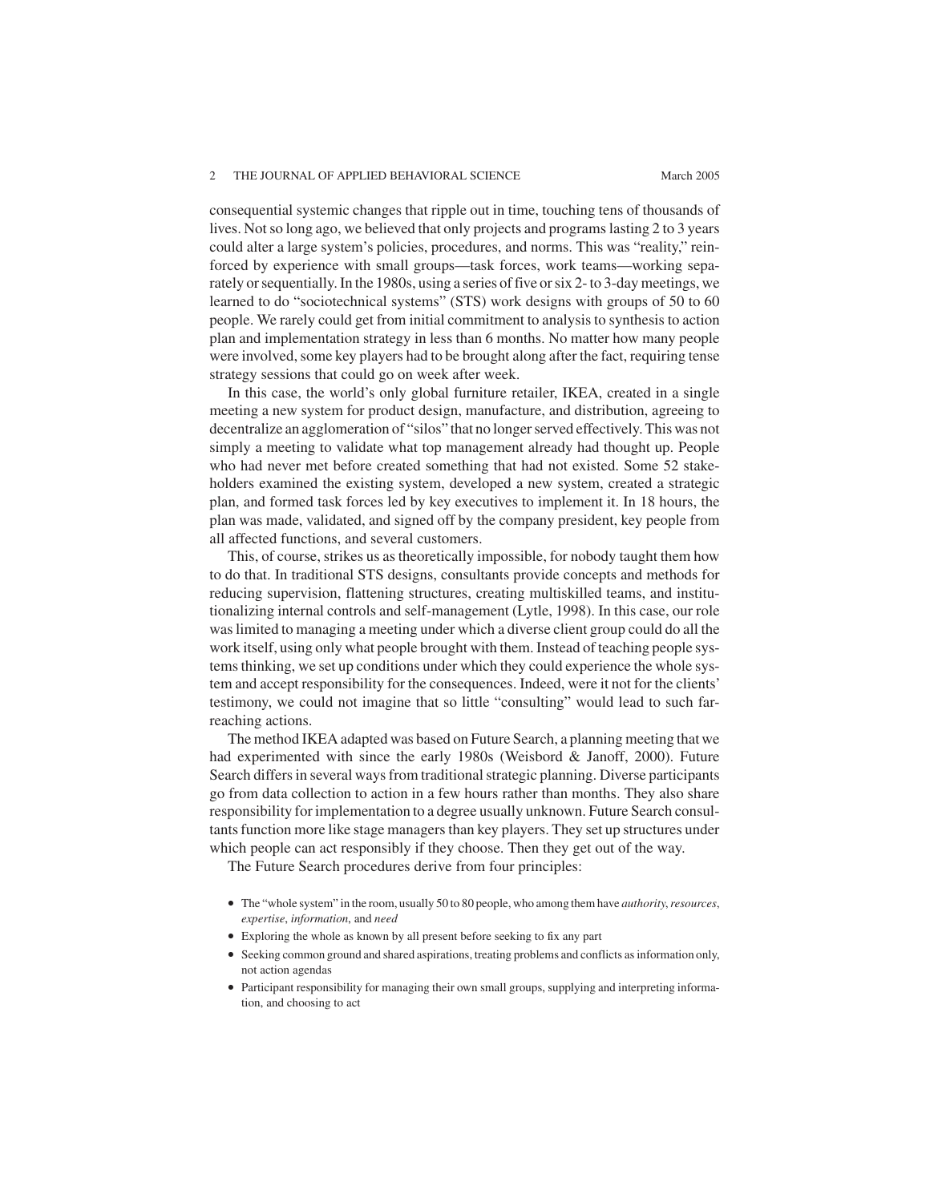consequential systemic changes that ripple out in time, touching tens of thousands of lives. Not so long ago, we believed that only projects and programs lasting 2 to 3 years could alter a large system's policies, procedures, and norms. This was "reality," reinforced by experience with small groups—task forces, work teams—working separately or sequentially. In the 1980s, using a series of five or six 2- to 3-day meetings, we learned to do "sociotechnical systems" (STS) work designs with groups of 50 to 60 people. We rarely could get from initial commitment to analysis to synthesis to action plan and implementation strategy in less than 6 months. No matter how many people were involved, some key players had to be brought along after the fact, requiring tense strategy sessions that could go on week after week.

In this case, the world's only global furniture retailer, IKEA, created in a single meeting a new system for product design, manufacture, and distribution, agreeing to decentralize an agglomeration of "silos" that no longer served effectively. This was not simply a meeting to validate what top management already had thought up. People who had never met before created something that had not existed. Some 52 stakeholders examined the existing system, developed a new system, created a strategic plan, and formed task forces led by key executives to implement it. In 18 hours, the plan was made, validated, and signed off by the company president, key people from all affected functions, and several customers.

This, of course, strikes us as theoretically impossible, for nobody taught them how to do that. In traditional STS designs, consultants provide concepts and methods for reducing supervision, flattening structures, creating multiskilled teams, and institutionalizing internal controls and self-management (Lytle, 1998). In this case, our role was limited to managing a meeting under which a diverse client group could do all the work itself, using only what people brought with them. Instead of teaching people systems thinking, we set up conditions under which they could experience the whole system and accept responsibility for the consequences. Indeed, were it not for the clients' testimony, we could not imagine that so little "consulting" would lead to such far-reaching actions.

The method IKEA adapted was based on Future Search, a planning meeting that we had experimented with since the early 1980s (Weisbord & Janoff, 2000). Future Search differs in several ways from traditional strategic planning. Diverse participants go from data collection to action in a few hours rather than months. They also share responsibility for implementation to a degree usually unknown. Future Search consultants function more like stage managers than key players. They set up structures under which people can act responsibly if they choose. Then they get out of the way.

The Future Search procedures derive from four principles:

- The "whole system" in the room, usually 50 to 80 people, who among them have *authority*, *resources*, *expertise*, *information*, and *need*
- Exploring the whole as known by all present before seeking to fix any part
- Seeking common ground and shared aspirations, treating problems and conflicts as information only, not action agendas
- Participant responsibility for managing their own small groups, supplying and interpreting information, and choosing to act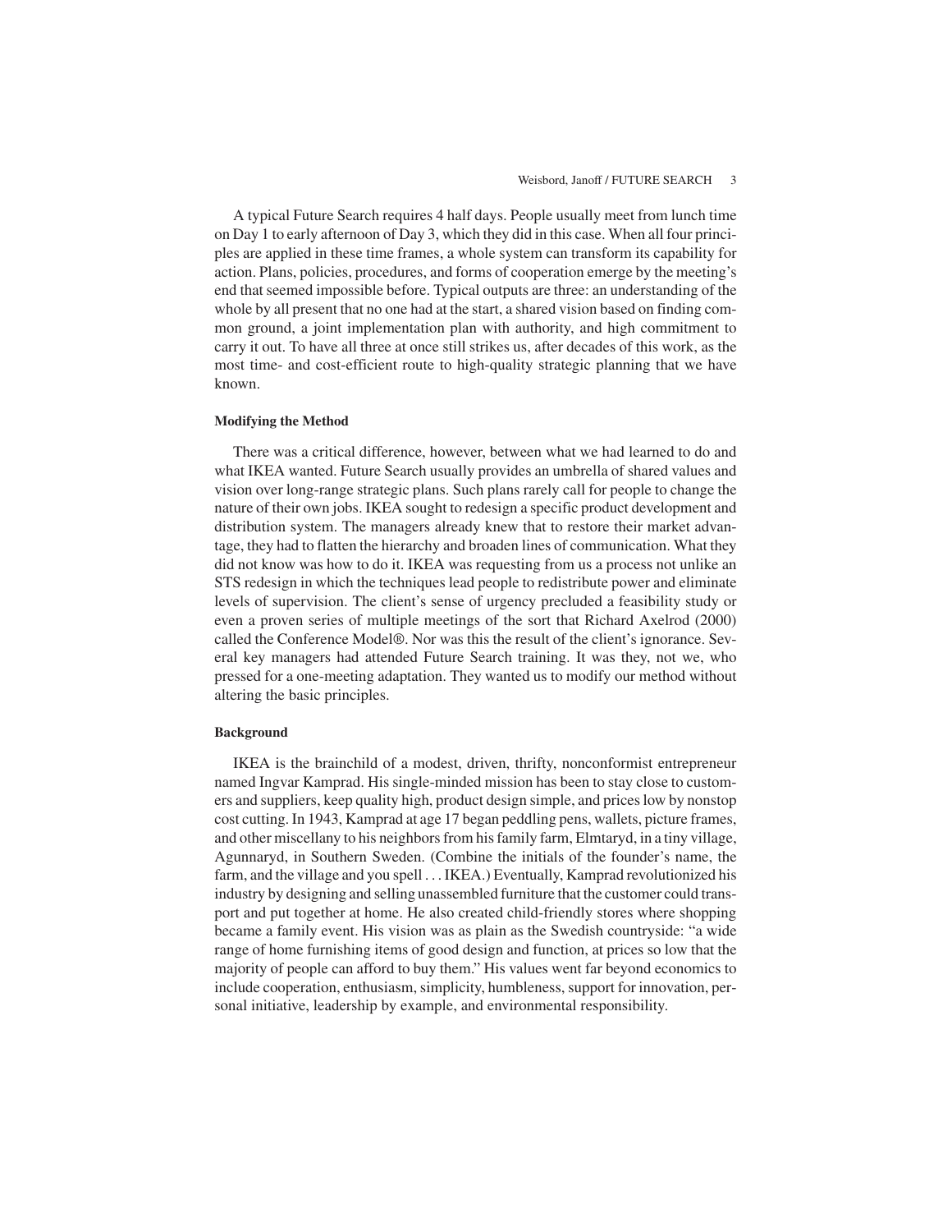A typical Future Search requires 4 half days. People usually meet from lunch time on Day 1 to early afternoon of Day 3, which they did in this case. When all four principles are applied in these time frames, a whole system can transform its capability for action. Plans, policies, procedures, and forms of cooperation emerge by the meeting's end that seemed impossible before. Typical outputs are three: an understanding of the whole by all present that no one had at the start, a shared vision based on finding common ground, a joint implementation plan with authority, and high commitment to carry it out. To have all three at once still strikes us, after decades of this work, as the most time- and cost-efficient route to high-quality strategic planning that we have known.

#### Modifying the Method

There was a critical difference, however, between what we had learned to do and what IKEA wanted. Future Search usually provides an umbrella of shared values and vision over long-range strategic plans. Such plans rarely call for people to change the nature of their own jobs. IKEA sought to redesign a specific product development and distribution system. The managers already knew that to restore their market advantage, they had to flatten the hierarchy and broaden lines of communication. What they did not know was how to do it. IKEA was requesting from us a process not unlike an STS redesign in which the techniques lead people to redistribute power and eliminate levels of supervision. The client's sense of urgency precluded a feasibility study or even a proven series of multiple meetings of the sort that Richard Axelrod (2000) called the Conference Model®. Nor was this the result of the client's ignorance. Several key managers had attended Future Search training. It was they, not we, who pressed for a one-meeting adaptation. They wanted us to modify our method without altering the basic principles.

#### Background

IKEA is the brainchild of a modest, driven, thrifty, nonconformist entrepreneur named Ingvar Kamprad. His single-minded mission has been to stay close to customers and suppliers, keep quality high, product design simple, and prices low by nonstop cost cutting. In 1943, Kamprad at age 17 began peddling pens, wallets, picture frames, and other miscellany to his neighbors from his family farm, Elmtaryd, in a tiny village, Agunnaryd, in Southern Sweden. (Combine the initials of the founder's name, the farm, and the village and you spell . . . IKEA.) Eventually, Kamprad revolutionized his industry by designing and selling unassembled furniture that the customer could transport and put together at home. He also created child-friendly stores where shopping became a family event. His vision was as plain as the Swedish countryside: "a wide range of home furnishing items of good design and function, at prices so low that the majority of people can afford to buy them." His values went far beyond economics to include cooperation, enthusiasm, simplicity, humbleness, support for innovation, personal initiative, leadership by example, and environmental responsibility.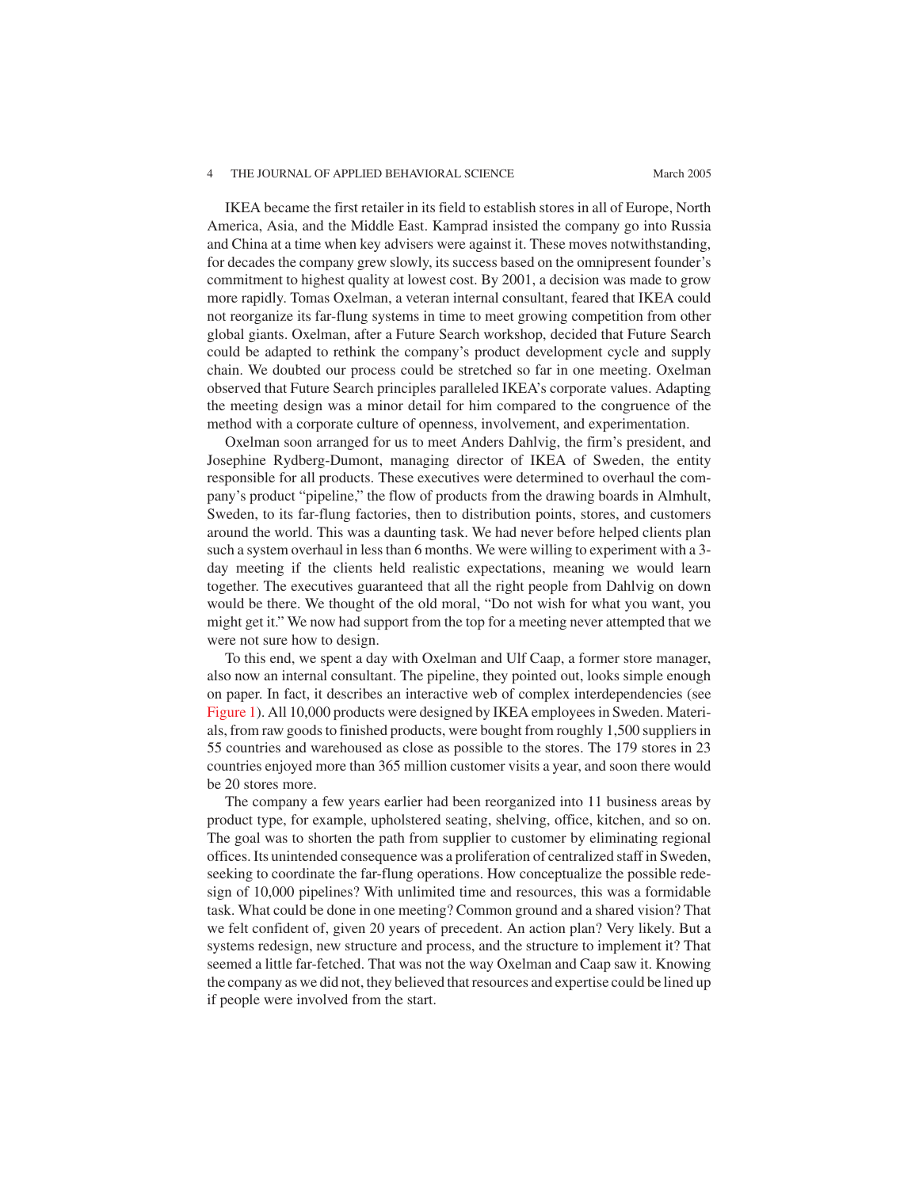IKEA became the first retailer in its field to establish stores in all of Europe, North America, Asia, and the Middle East. Kamprad insisted the company go into Russia and China at a time when key advisers were against it. These moves notwithstanding, for decades the company grew slowly, its success based on the omnipresent founder's commitment to highest quality at lowest cost. By 2001, a decision was made to grow more rapidly. Tomas Oxelman, a veteran internal consultant, feared that IKEA could not reorganize its far-flung systems in time to meet growing competition from other global giants. Oxelman, after a Future Search workshop, decided that Future Search could be adapted to rethink the company's product development cycle and supply chain. We doubted our process could be stretched so far in one meeting. Oxelman observed that Future Search principles paralleled IKEA's corporate values. Adapting the meeting design was a minor detail for him compared to the congruence of the method with a corporate culture of openness, involvement, and experimentation.

Oxelman soon arranged for us to meet Anders Dahlvig, the firm's president, and Josephine Rydberg-Dumont, managing director of IKEA of Sweden, the entity responsible for all products. These executives were determined to overhaul the company's product "pipeline," the flow of products from the drawing boards in Almhult, Sweden, to its far-flung factories, then to distribution points, stores, and customers around the world. This was a daunting task. We had never before helped clients plan such a system overhaul in less than 6 months. We were willing to experiment with a 3-day meeting if the clients held realistic expectations, meaning we would learn together. The executives guaranteed that all the right people from Dahlvig on down would be there. We thought of the old moral, "Do not wish for what you want, you might get it." We now had support from the top for a meeting never attempted that we were not sure how to design.

To this end, we spent a day with Oxelman and Ulf Caap, a former store manager, also now an internal consultant. The pipeline, they pointed out, looks simple enough on paper. In fact, it describes an interactive web of complex interdependencies (see Figure 1). All 10,000 products were designed by IKEA employees in Sweden. Materials, from raw goods to finished products, were bought from roughly 1,500 suppliers in 55 countries and warehoused as close as possible to the stores. The 179 stores in 23 countries enjoyed more than 365 million customer visits a year, and soon there would be 20 stores more.

The company a few years earlier had been reorganized into 11 business areas by product type, for example, upholstered seating, shelving, office, kitchen, and so on. The goal was to shorten the path from supplier to customer by eliminating regional offices. Its unintended consequence was a proliferation of centralized staff in Sweden, seeking to coordinate the far-flung operations. How conceptualize the possible redesign of 10,000 pipelines? With unlimited time and resources, this was a formidable task. What could be done in one meeting? Common ground and a shared vision? That we felt confident of, given 20 years of precedent. An action plan? Very likely. But a systems redesign, new structure and process, and the structure to implement it? That seemed a little far-fetched. That was not the way Oxelman and Caap saw it. Knowing the company as we did not, they believed that resources and expertise could be lined up if people were involved from the start.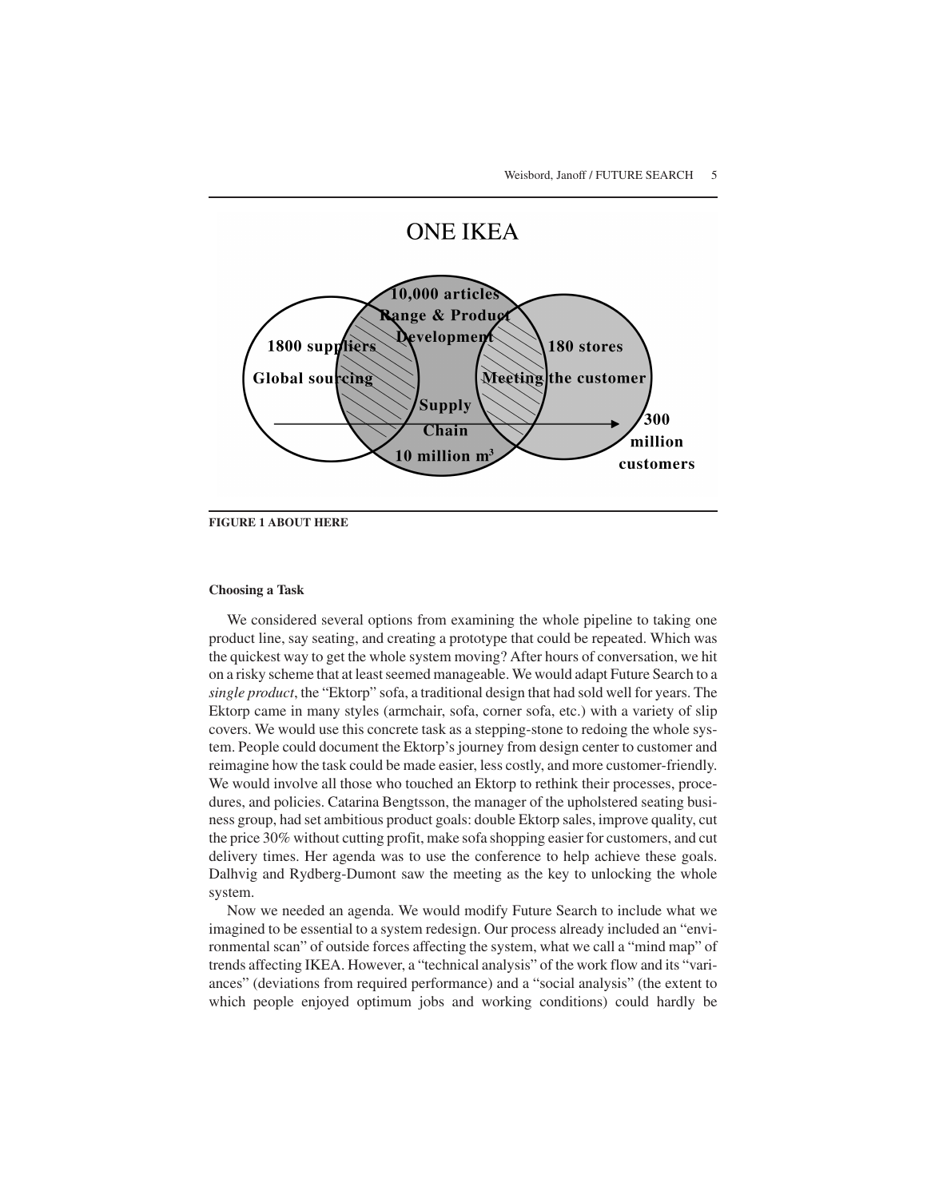ONE IKEA

1800 suppliers
Global sourcing

10,000 articles
Range & Product
Development

Supply
Chain
10 million m$^3$

180 stores
Meeting the customer

300
million
customers

**FIGURE 1 ABOUT HERE**

#### Choosing a Task

We considered several options from examining the whole pipeline to taking one product line, say seating, and creating a prototype that could be repeated. Which was the quickest way to get the whole system moving? After hours of conversation, we hit on a risky scheme that at least seemed manageable. We would adapt Future Search to a *single product*, the "Ektorp" sofa, a traditional design that had sold well for years. The Ektorp came in many styles (armchair, sofa, corner sofa, etc.) with a variety of slip covers. We would use this concrete task as a stepping-stone to redoing the whole system. People could document the Ektorp's journey from design center to customer and reimagine how the task could be made easier, less costly, and more customer-friendly. We would involve all those who touched an Ektorp to rethink their processes, procedures, and policies. Catarina Bengtsson, the manager of the upholstered seating business group, had set ambitious product goals: double Ektorp sales, improve quality, cut the price 30% without cutting profit, make sofa shopping easier for customers, and cut delivery times. Her agenda was to use the conference to help achieve these goals. Dalhvig and Rydberg-Dumont saw the meeting as the key to unlocking the whole system.

Now we needed an agenda. We would modify Future Search to include what we imagined to be essential to a system redesign. Our process already included an "environmental scan" of outside forces affecting the system, what we call a "mind map" of trends affecting IKEA. However, a "technical analysis" of the work flow and its "variances" (deviations from required performance) and a "social analysis" (the extent to which people enjoyed optimum jobs and working conditions) could hardly be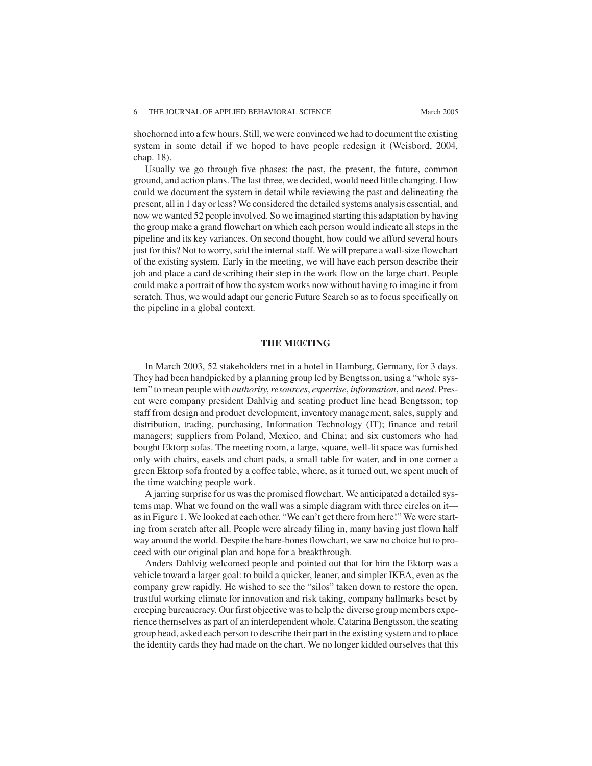shoehorned into a few hours. Still, we were convinced we had to document the existing system in some detail if we hoped to have people redesign it (Weisbord, 2004, chap. 18).

Usually we go through five phases: the past, the present, the future, common ground, and action plans. The last three, we decided, would need little changing. How could we document the system in detail while reviewing the past and delineating the present, all in 1 day or less? We considered the detailed systems analysis essential, and now we wanted 52 people involved. So we imagined starting this adaptation by having the group make a grand flowchart on which each person would indicate all steps in the pipeline and its key variances. On second thought, how could we afford several hours just for this? Not to worry, said the internal staff. We will prepare a wall-size flowchart of the existing system. Early in the meeting, we will have each person describe their job and place a card describing their step in the work flow on the large chart. People could make a portrait of how the system works now without having to imagine it from scratch. Thus, we would adapt our generic Future Search so as to focus specifically on the pipeline in a global context.

## THE MEETING

In March 2003, 52 stakeholders met in a hotel in Hamburg, Germany, for 3 days. They had been handpicked by a planning group led by Bengtsson, using a "whole system" to mean people with *authority*, *resources*, *expertise*, *information*, and *need*. Present were company president Dahlvig and seating product line head Bengtsson; top staff from design and product development, inventory management, sales, supply and distribution, trading, purchasing, Information Technology (IT); finance and retail managers; suppliers from Poland, Mexico, and China; and six customers who had bought Ektorp sofas. The meeting room, a large, square, well-lit space was furnished only with chairs, easels and chart pads, a small table for water, and in one corner a green Ektorp sofa fronted by a coffee table, where, as it turned out, we spent much of the time watching people work.

A jarring surprise for us was the promised flowchart. We anticipated a detailed systems map. What we found on the wall was a simple diagram with three circles on it—as in Figure 1. We looked at each other. "We can't get there from here!" We were starting from scratch after all. People were already filing in, many having just flown half way around the world. Despite the bare-bones flowchart, we saw no choice but to proceed with our original plan and hope for a breakthrough.

Anders Dahlvig welcomed people and pointed out that for him the Ektorp was a vehicle toward a larger goal: to build a quicker, leaner, and simpler IKEA, even as the company grew rapidly. He wished to see the "silos" taken down to restore the open, trustful working climate for innovation and risk taking, company hallmarks beset by creeping bureaucracy. Our first objective was to help the diverse group members experience themselves as part of an interdependent whole. Catarina Bengtsson, the seating group head, asked each person to describe their part in the existing system and to place the identity cards they had made on the chart. We no longer kidded ourselves that this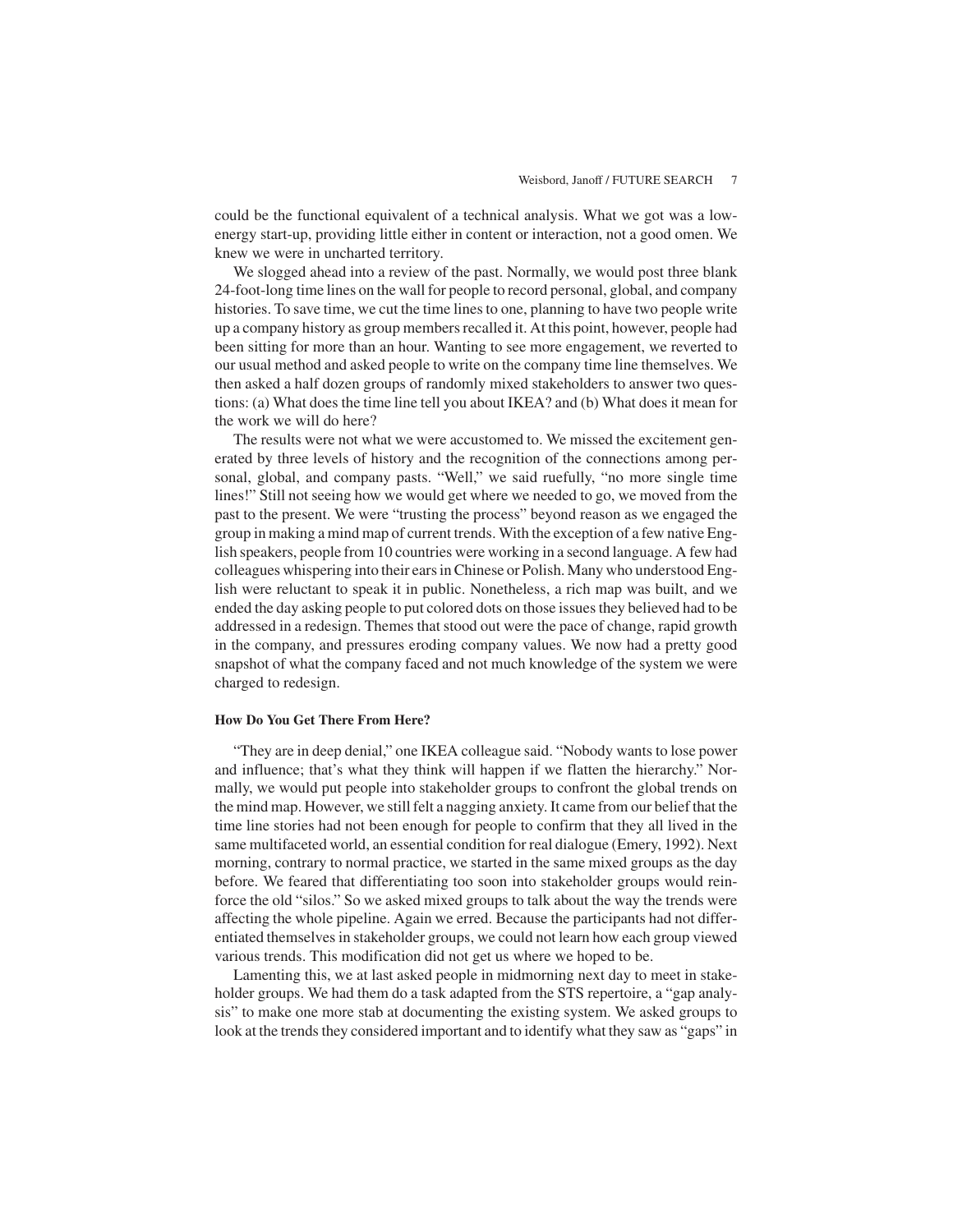could be the functional equivalent of a technical analysis. What we got was a low-energy start-up, providing little either in content or interaction, not a good omen. We knew we were in uncharted territory.

We slogged ahead into a review of the past. Normally, we would post three blank 24-foot-long time lines on the wall for people to record personal, global, and company histories. To save time, we cut the time lines to one, planning to have two people write up a company history as group members recalled it. At this point, however, people had been sitting for more than an hour. Wanting to see more engagement, we reverted to our usual method and asked people to write on the company time line themselves. We then asked a half dozen groups of randomly mixed stakeholders to answer two questions: (a) What does the time line tell you about IKEA? and (b) What does it mean for the work we will do here?

The results were not what we were accustomed to. We missed the excitement generated by three levels of history and the recognition of the connections among personal, global, and company pasts. "Well," we said ruefully, "no more single time lines!" Still not seeing how we would get where we needed to go, we moved from the past to the present. We were "trusting the process" beyond reason as we engaged the group in making a mind map of current trends. With the exception of a few native English speakers, people from 10 countries were working in a second language. A few had colleagues whispering into their ears in Chinese or Polish. Many who understood English were reluctant to speak it in public. Nonetheless, a rich map was built, and we ended the day asking people to put colored dots on those issues they believed had to be addressed in a redesign. Themes that stood out were the pace of change, rapid growth in the company, and pressures eroding company values. We now had a pretty good snapshot of what the company faced and not much knowledge of the system we were charged to redesign.

#### How Do You Get There From Here?

"They are in deep denial," one IKEA colleague said. "Nobody wants to lose power and influence; that's what they think will happen if we flatten the hierarchy." Normally, we would put people into stakeholder groups to confront the global trends on the mind map. However, we still felt a nagging anxiety. It came from our belief that the time line stories had not been enough for people to confirm that they all lived in the same multifaceted world, an essential condition for real dialogue (Emery, 1992). Next morning, contrary to normal practice, we started in the same mixed groups as the day before. We feared that differentiating too soon into stakeholder groups would reinforce the old "silos." So we asked mixed groups to talk about the way the trends were affecting the whole pipeline. Again we erred. Because the participants had not differentiated themselves in stakeholder groups, we could not learn how each group viewed various trends. This modification did not get us where we hoped to be.

Lamenting this, we at last asked people in midmorning next day to meet in stakeholder groups. We had them do a task adapted from the STS repertoire, a "gap analysis" to make one more stab at documenting the existing system. We asked groups to look at the trends they considered important and to identify what they saw as "gaps" in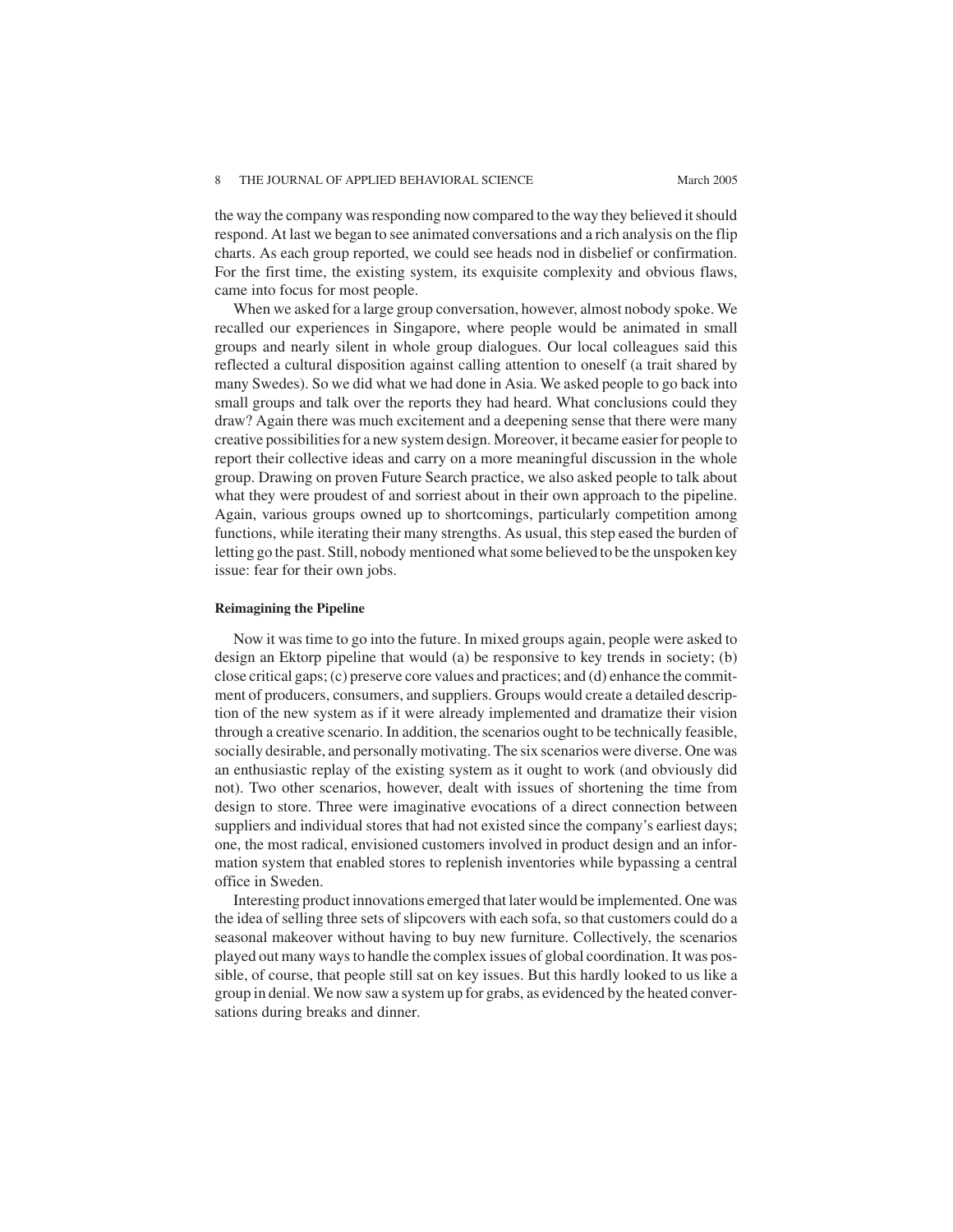the way the company was responding now compared to the way they believed it should respond. At last we began to see animated conversations and a rich analysis on the flip charts. As each group reported, we could see heads nod in disbelief or confirmation. For the first time, the existing system, its exquisite complexity and obvious flaws, came into focus for most people.

When we asked for a large group conversation, however, almost nobody spoke. We recalled our experiences in Singapore, where people would be animated in small groups and nearly silent in whole group dialogues. Our local colleagues said this reflected a cultural disposition against calling attention to oneself (a trait shared by many Swedes). So we did what we had done in Asia. We asked people to go back into small groups and talk over the reports they had heard. What conclusions could they draw? Again there was much excitement and a deepening sense that there were many creative possibilities for a new system design. Moreover, it became easier for people to report their collective ideas and carry on a more meaningful discussion in the whole group. Drawing on proven Future Search practice, we also asked people to talk about what they were proudest of and sorriest about in their own approach to the pipeline. Again, various groups owned up to shortcomings, particularly competition among functions, while iterating their many strengths. As usual, this step eased the burden of letting go the past. Still, nobody mentioned what some believed to be the unspoken key issue: fear for their own jobs.

### Reimagining the Pipeline

Now it was time to go into the future. In mixed groups again, people were asked to design an Ektorp pipeline that would (a) be responsive to key trends in society; (b) close critical gaps; (c) preserve core values and practices; and (d) enhance the commitment of producers, consumers, and suppliers. Groups would create a detailed description of the new system as if it were already implemented and dramatize their vision through a creative scenario. In addition, the scenarios ought to be technically feasible, socially desirable, and personally motivating. The six scenarios were diverse. One was an enthusiastic replay of the existing system as it ought to work (and obviously did not). Two other scenarios, however, dealt with issues of shortening the time from design to store. Three were imaginative evocations of a direct connection between suppliers and individual stores that had not existed since the company's earliest days; one, the most radical, envisioned customers involved in product design and an information system that enabled stores to replenish inventories while bypassing a central office in Sweden.

Interesting product innovations emerged that later would be implemented. One was the idea of selling three sets of slipcovers with each sofa, so that customers could do a seasonal makeover without having to buy new furniture. Collectively, the scenarios played out many ways to handle the complex issues of global coordination. It was possible, of course, that people still sat on key issues. But this hardly looked to us like a group in denial. We now saw a system up for grabs, as evidenced by the heated conversations during breaks and dinner.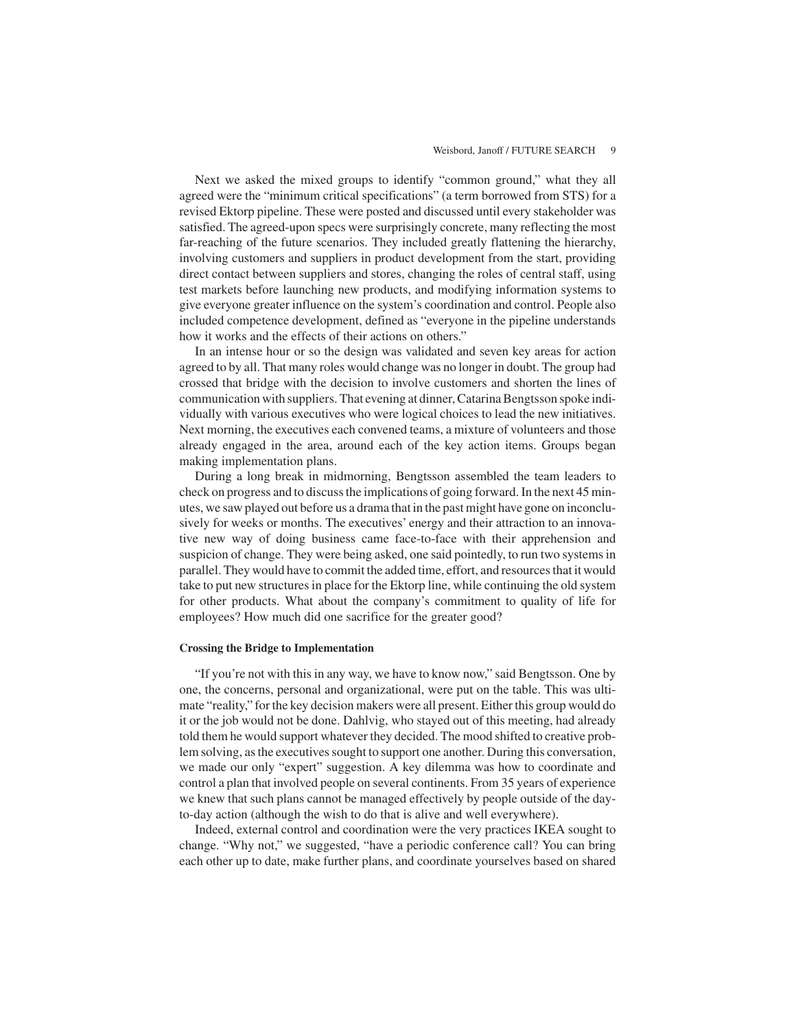Next we asked the mixed groups to identify "common ground," what they all agreed were the "minimum critical specifications" (a term borrowed from STS) for a revised Ektorp pipeline. These were posted and discussed until every stakeholder was satisfied. The agreed-upon specs were surprisingly concrete, many reflecting the most far-reaching of the future scenarios. They included greatly flattening the hierarchy, involving customers and suppliers in product development from the start, providing direct contact between suppliers and stores, changing the roles of central staff, using test markets before launching new products, and modifying information systems to give everyone greater influence on the system's coordination and control. People also included competence development, defined as "everyone in the pipeline understands how it works and the effects of their actions on others."

In an intense hour or so the design was validated and seven key areas for action agreed to by all. That many roles would change was no longer in doubt. The group had crossed that bridge with the decision to involve customers and shorten the lines of communication with suppliers. That evening at dinner, Catarina Bengtsson spoke individually with various executives who were logical choices to lead the new initiatives. Next morning, the executives each convened teams, a mixture of volunteers and those already engaged in the area, around each of the key action items. Groups began making implementation plans.

During a long break in midmorning, Bengtsson assembled the team leaders to check on progress and to discuss the implications of going forward. In the next 45 minutes, we saw played out before us a drama that in the past might have gone on inconclusively for weeks or months. The executives' energy and their attraction to an innovative new way of doing business came face-to-face with their apprehension and suspicion of change. They were being asked, one said pointedly, to run two systems in parallel. They would have to commit the added time, effort, and resources that it would take to put new structures in place for the Ektorp line, while continuing the old system for other products. What about the company's commitment to quality of life for employees? How much did one sacrifice for the greater good?

#### Crossing the Bridge to Implementation

"If you're not with this in any way, we have to know now," said Bengtsson. One by one, the concerns, personal and organizational, were put on the table. This was ultimate "reality," for the key decision makers were all present. Either this group would do it or the job would not be done. Dahlvig, who stayed out of this meeting, had already told them he would support whatever they decided. The mood shifted to creative problem solving, as the executives sought to support one another. During this conversation, we made our only "expert" suggestion. A key dilemma was how to coordinate and control a plan that involved people on several continents. From 35 years of experience we knew that such plans cannot be managed effectively by people outside of the day-to-day action (although the wish to do that is alive and well everywhere).

Indeed, external control and coordination were the very practices IKEA sought to change. "Why not," we suggested, "have a periodic conference call? You can bring each other up to date, make further plans, and coordinate yourselves based on shared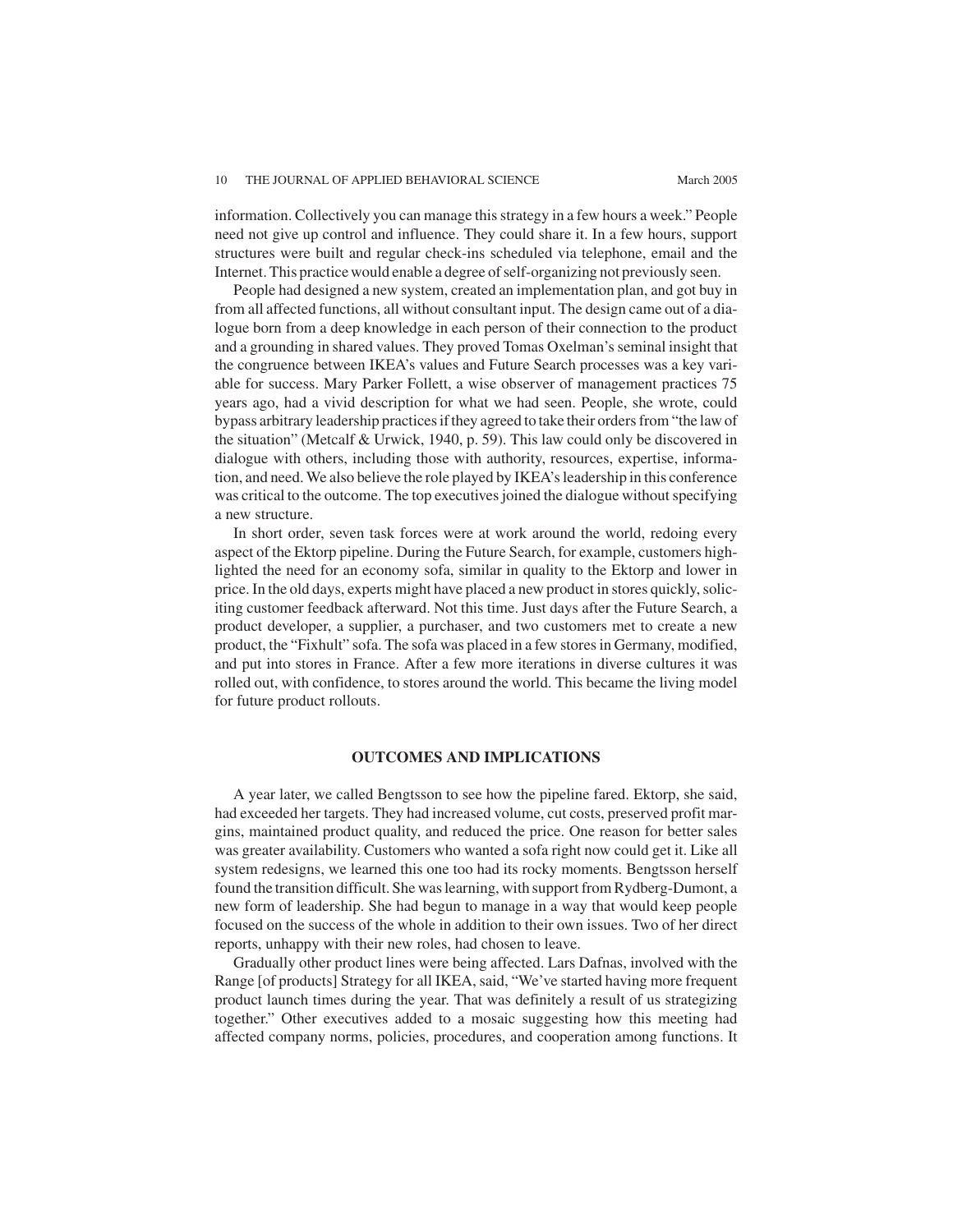information. Collectively you can manage this strategy in a few hours a week." People need not give up control and influence. They could share it. In a few hours, support structures were built and regular check-ins scheduled via telephone, email and the Internet. This practice would enable a degree of self-organizing not previously seen.

People had designed a new system, created an implementation plan, and got buy in from all affected functions, all without consultant input. The design came out of a dialogue born from a deep knowledge in each person of their connection to the product and a grounding in shared values. They proved Tomas Oxelman's seminal insight that the congruence between IKEA's values and Future Search processes was a key variable for success. Mary Parker Follett, a wise observer of management practices 75 years ago, had a vivid description for what we had seen. People, she wrote, could bypass arbitrary leadership practices if they agreed to take their orders from "the law of the situation" (Metcalf & Urwick, 1940, p. 59). This law could only be discovered in dialogue with others, including those with authority, resources, expertise, information, and need. We also believe the role played by IKEA's leadership in this conference was critical to the outcome. The top executives joined the dialogue without specifying a new structure.

In short order, seven task forces were at work around the world, redoing every aspect of the Ektorp pipeline. During the Future Search, for example, customers highlighted the need for an economy sofa, similar in quality to the Ektorp and lower in price. In the old days, experts might have placed a new product in stores quickly, soliciting customer feedback afterward. Not this time. Just days after the Future Search, a product developer, a supplier, a purchaser, and two customers met to create a new product, the "Fixhult" sofa. The sofa was placed in a few stores in Germany, modified, and put into stores in France. After a few more iterations in diverse cultures it was rolled out, with confidence, to stores around the world. This became the living model for future product rollouts.

## OUTCOMES AND IMPLICATIONS

A year later, we called Bengtsson to see how the pipeline fared. Ektorp, she said, had exceeded her targets. They had increased volume, cut costs, preserved profit margins, maintained product quality, and reduced the price. One reason for better sales was greater availability. Customers who wanted a sofa right now could get it. Like all system redesigns, we learned this one too had its rocky moments. Bengtsson herself found the transition difficult. She was learning, with support from Rydberg-Dumont, a new form of leadership. She had begun to manage in a way that would keep people focused on the success of the whole in addition to their own issues. Two of her direct reports, unhappy with their new roles, had chosen to leave.

Gradually other product lines were being affected. Lars Dafnas, involved with the Range [of products] Strategy for all IKEA, said, "We've started having more frequent product launch times during the year. That was definitely a result of us strategizing together." Other executives added to a mosaic suggesting how this meeting had affected company norms, policies, procedures, and cooperation among functions. It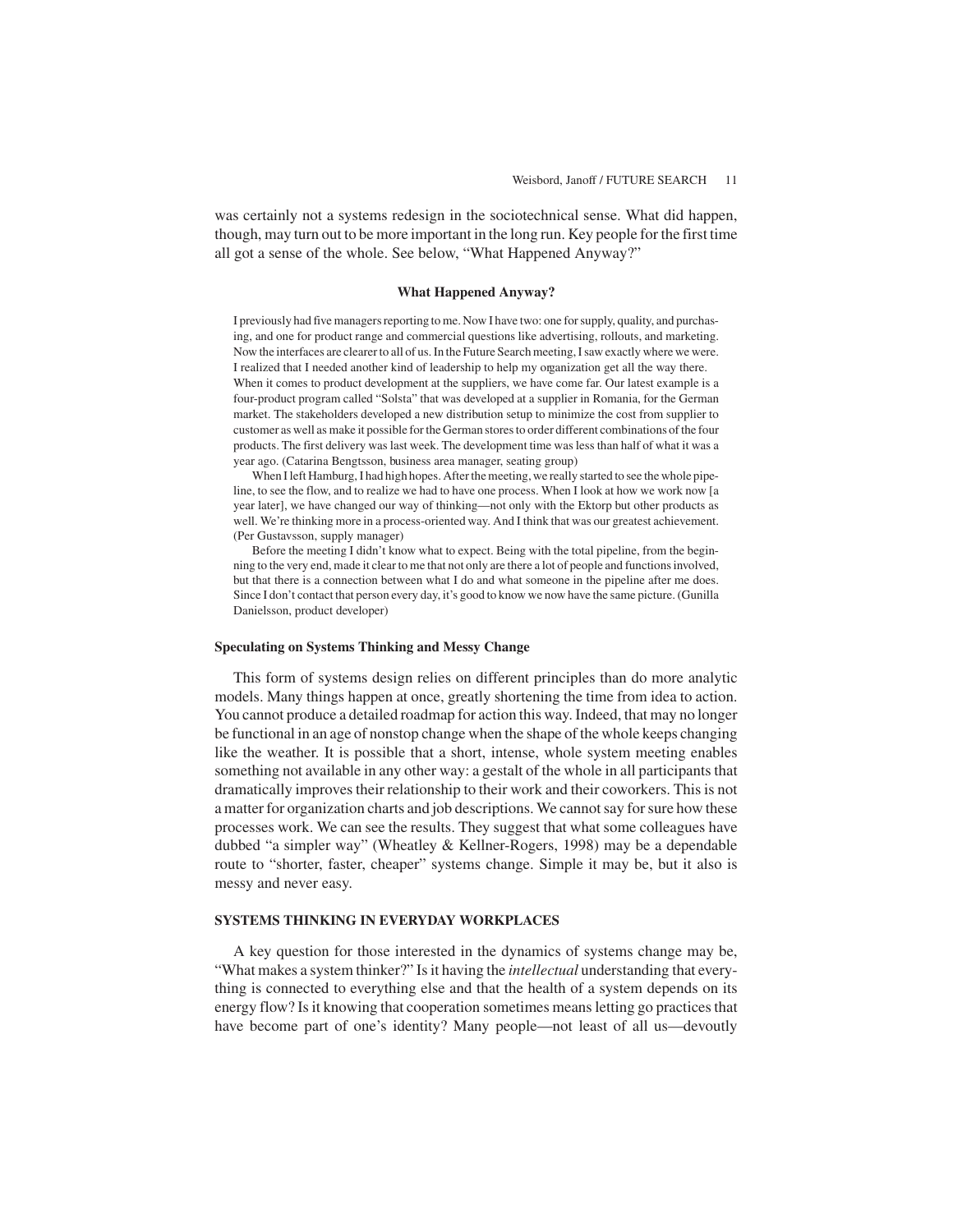was certainly not a systems redesign in the sociotechnical sense. What did happen, though, may turn out to be more important in the long run. Key people for the first time all got a sense of the whole. See below, "What Happened Anyway?"

#### What Happened Anyway?

I previously had five managers reporting to me. Now I have two: one for supply, quality, and purchasing, and one for product range and commercial questions like advertising, rollouts, and marketing. Now the interfaces are clearer to all of us. In the Future Search meeting, I saw exactly where we were. I realized that I needed another kind of leadership to help my organization get all the way there. When it comes to product development at the suppliers, we have come far. Our latest example is a four-product program called "Solsta" that was developed at a supplier in Romania, for the German market. The stakeholders developed a new distribution setup to minimize the cost from supplier to customer as well as make it possible for the German stores to order different combinations of the four products. The first delivery was last week. The development time was less than half of what it was a year ago. (Catarina Bengtsson, business area manager, seating group)

When I left Hamburg, I had high hopes. After the meeting, we really started to see the whole pipeline, to see the flow, and to realize we had to have one process. When I look at how we work now [a year later], we have changed our way of thinking—not only with the Ektorp but other products as well. We're thinking more in a process-oriented way. And I think that was our greatest achievement. (Per Gustavsson, supply manager)

Before the meeting I didn't know what to expect. Being with the total pipeline, from the beginning to the very end, made it clear to me that not only are there a lot of people and functions involved, but that there is a connection between what I do and what someone in the pipeline after me does. Since I don't contact that person every day, it's good to know we now have the same picture. (Gunilla Danielsson, product developer)

### Speculating on Systems Thinking and Messy Change

This form of systems design relies on different principles than do more analytic models. Many things happen at once, greatly shortening the time from idea to action. You cannot produce a detailed roadmap for action this way. Indeed, that may no longer be functional in an age of nonstop change when the shape of the whole keeps changing like the weather. It is possible that a short, intense, whole system meeting enables something not available in any other way: a gestalt of the whole in all participants that dramatically improves their relationship to their work and their coworkers. This is not a matter for organization charts and job descriptions. We cannot say for sure how these processes work. We can see the results. They suggest that what some colleagues have dubbed "a simpler way" (Wheatley & Kellner-Rogers, 1998) may be a dependable route to "shorter, faster, cheaper" systems change. Simple it may be, but it also is messy and never easy.

## SYSTEMS THINKING IN EVERYDAY WORKPLACES

A key question for those interested in the dynamics of systems change may be, "What makes a system thinker?" Is it having the *intellectual* understanding that everything is connected to everything else and that the health of a system depends on its energy flow? Is it knowing that cooperation sometimes means letting go practices that have become part of one's identity? Many people—not least of all us—devoutly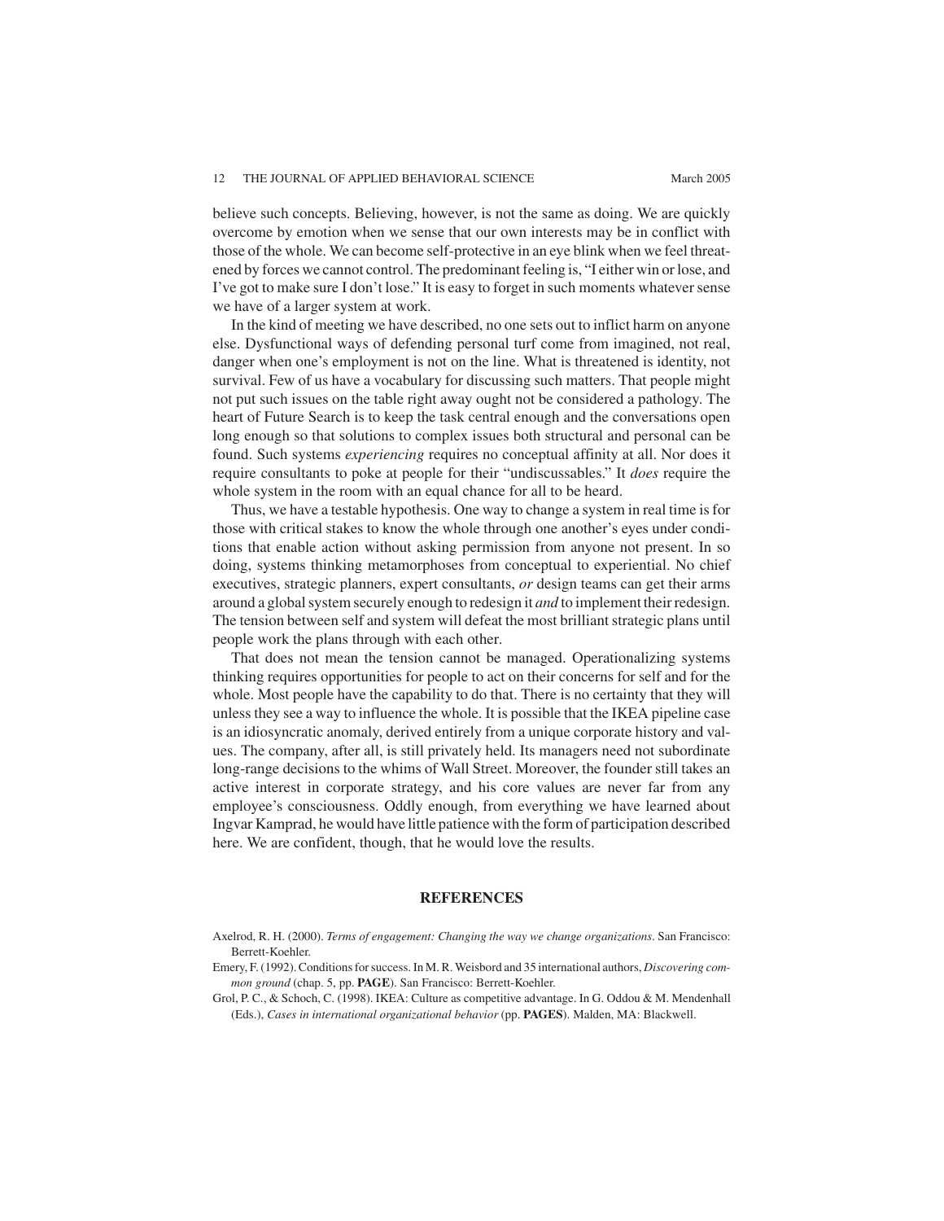believe such concepts. Believing, however, is not the same as doing. We are quickly overcome by emotion when we sense that our own interests may be in conflict with those of the whole. We can become self-protective in an eye blink when we feel threatened by forces we cannot control. The predominant feeling is, "I either win or lose, and I've got to make sure I don't lose." It is easy to forget in such moments whatever sense we have of a larger system at work.

In the kind of meeting we have described, no one sets out to inflict harm on anyone else. Dysfunctional ways of defending personal turf come from imagined, not real, danger when one's employment is not on the line. What is threatened is identity, not survival. Few of us have a vocabulary for discussing such matters. That people might not put such issues on the table right away ought not be considered a pathology. The heart of Future Search is to keep the task central enough and the conversations open long enough so that solutions to complex issues both structural and personal can be found. Such systems *experiencing* requires no conceptual affinity at all. Nor does it require consultants to poke at people for their "undiscussables." It *does* require the whole system in the room with an equal chance for all to be heard.

Thus, we have a testable hypothesis. One way to change a system in real time is for those with critical stakes to know the whole through one another's eyes under conditions that enable action without asking permission from anyone not present. In so doing, systems thinking metamorphoses from conceptual to experiential. No chief executives, strategic planners, expert consultants, *or* design teams can get their arms around a global system securely enough to redesign it *and* to implement their redesign. The tension between self and system will defeat the most brilliant strategic plans until people work the plans through with each other.

That does not mean the tension cannot be managed. Operationalizing systems thinking requires opportunities for people to act on their concerns for self and for the whole. Most people have the capability to do that. There is no certainty that they will unless they see a way to influence the whole. It is possible that the IKEA pipeline case is an idiosyncratic anomaly, derived entirely from a unique corporate history and values. The company, after all, is still privately held. Its managers need not subordinate long-range decisions to the whims of Wall Street. Moreover, the founder still takes an active interest in corporate strategy, and his core values are never far from any employee's consciousness. Oddly enough, from everything we have learned about Ingvar Kamprad, he would have little patience with the form of participation described here. We are confident, though, that he would love the results.

## REFERENCES

Axelrod, R. H. (2000). *Terms of engagement: Changing the way we change organizations*. San Francisco: Berrett-Koehler.

Emery, F. (1992). Conditions for success. In M. R. Weisbord and 35 international authors, *Discovering common ground* (chap. 5, pp. **PAGE**). San Francisco: Berrett-Koehler.

Grol, P. C., & Schoch, C. (1998). IKEA: Culture as competitive advantage. In G. Oddou & M. Mendenhall (Eds.), *Cases in international organizational behavior* (pp. **PAGES**). Malden, MA: Blackwell.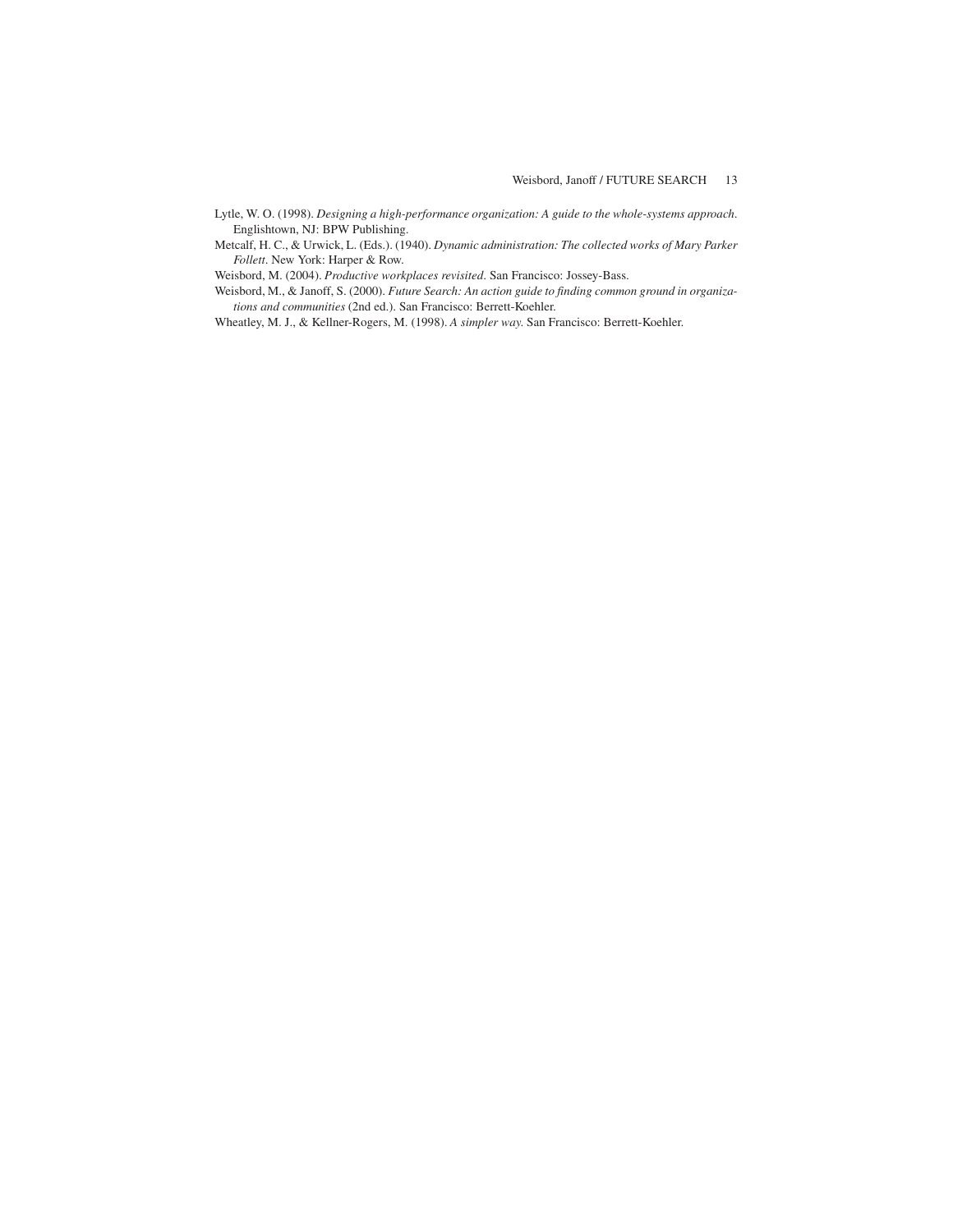Lytle, W. O. (1998). *Designing a high-performance organization: A guide to the whole-systems approach*. Englishtown, NJ: BPW Publishing.

Metcalf, H. C., & Urwick, L. (Eds.). (1940). *Dynamic administration: The collected works of Mary Parker Follett*. New York: Harper & Row.

Weisbord, M. (2004). *Productive workplaces revisited*. San Francisco: Jossey-Bass.

Weisbord, M., & Janoff, S. (2000). *Future Search: An action guide to finding common ground in organizations and communities* (2nd ed.). San Francisco: Berrett-Koehler.

Wheatley, M. J., & Kellner-Rogers, M. (1998). *A simpler way.* San Francisco: Berrett-Koehler.